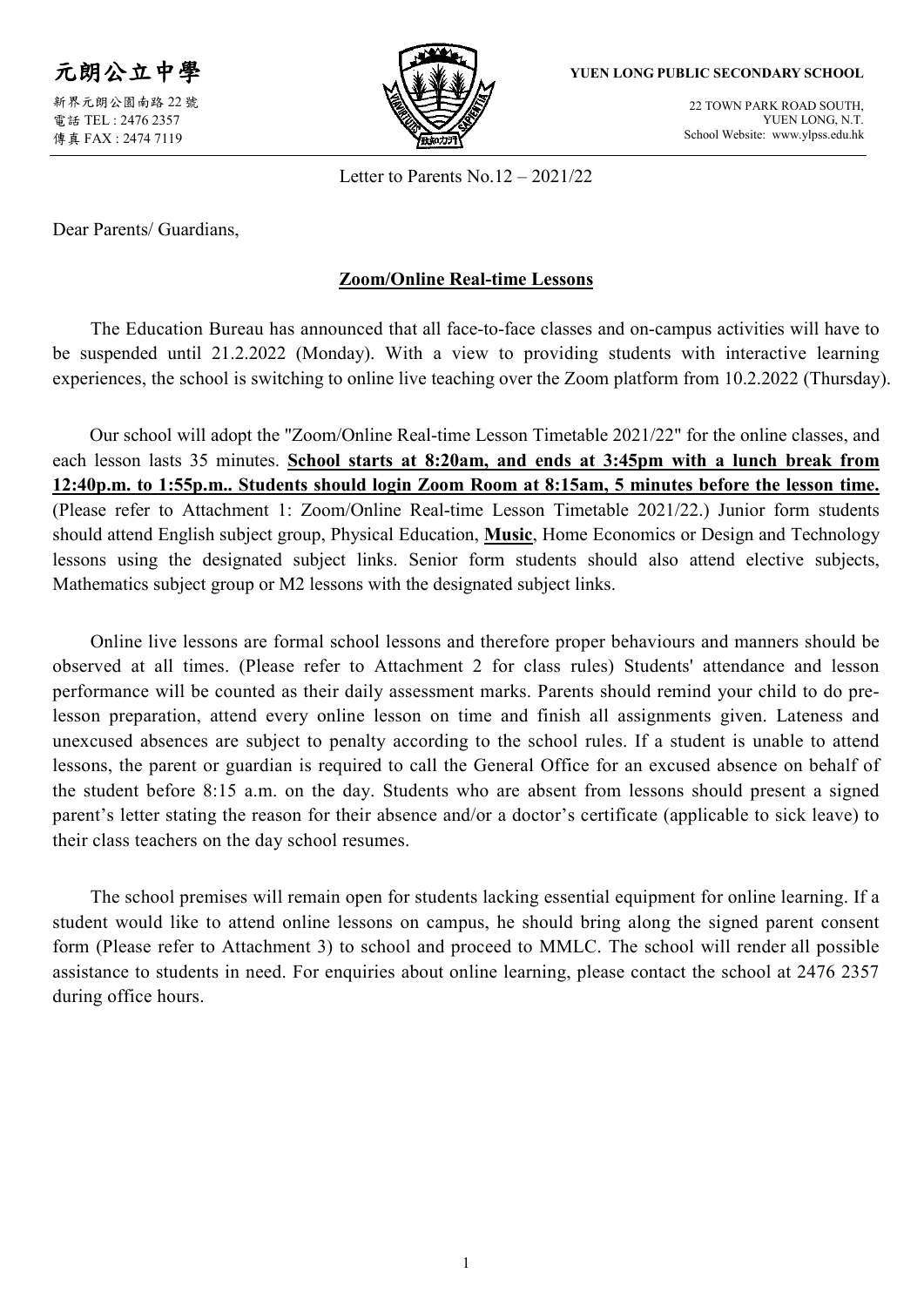元朗公立中學

新界元朗公園南路 22 號
電話 TEL : 2476 2357
傳真 FAX : 2474 7119

**YUEN LONG PUBLIC SECONDARY SCHOOL**

22 TOWN PARK ROAD SOUTH,
YUEN LONG, N.T.
School Website: www.ylpss.edu.hk

Letter to Parents No.12 – 2021/22

Dear Parents/ Guardians,

## **Zoom/Online Real-time Lessons**

The Education Bureau has announced that all face-to-face classes and on-campus activities will have to be suspended until 21.2.2022 (Monday). With a view to providing students with interactive learning experiences, the school is switching to online live teaching over the Zoom platform from 10.2.2022 (Thursday).

Our school will adopt the "Zoom/Online Real-time Lesson Timetable 2021/22" for the online classes, and each lesson lasts 35 minutes. **School starts at 8:20am, and ends at 3:45pm with a lunch break from 12:40p.m. to 1:55p.m.. Students should login Zoom Room at 8:15am, 5 minutes before the lesson time.** (Please refer to Attachment 1: Zoom/Online Real-time Lesson Timetable 2021/22.) Junior form students should attend English subject group, Physical Education, **Music**, Home Economics or Design and Technology lessons using the designated subject links. Senior form students should also attend elective subjects, Mathematics subject group or M2 lessons with the designated subject links.

Online live lessons are formal school lessons and therefore proper behaviours and manners should be observed at all times. (Please refer to Attachment 2 for class rules) Students' attendance and lesson performance will be counted as their daily assessment marks. Parents should remind your child to do pre-lesson preparation, attend every online lesson on time and finish all assignments given. Lateness and unexcused absences are subject to penalty according to the school rules. If a student is unable to attend lessons, the parent or guardian is required to call the General Office for an excused absence on behalf of the student before 8:15 a.m. on the day. Students who are absent from lessons should present a signed parent's letter stating the reason for their absence and/or a doctor's certificate (applicable to sick leave) to their class teachers on the day school resumes.

The school premises will remain open for students lacking essential equipment for online learning. If a student would like to attend online lessons on campus, he should bring along the signed parent consent form (Please refer to Attachment 3) to school and proceed to MMLC. The school will render all possible assistance to students in need. For enquiries about online learning, please contact the school at 2476 2357 during office hours.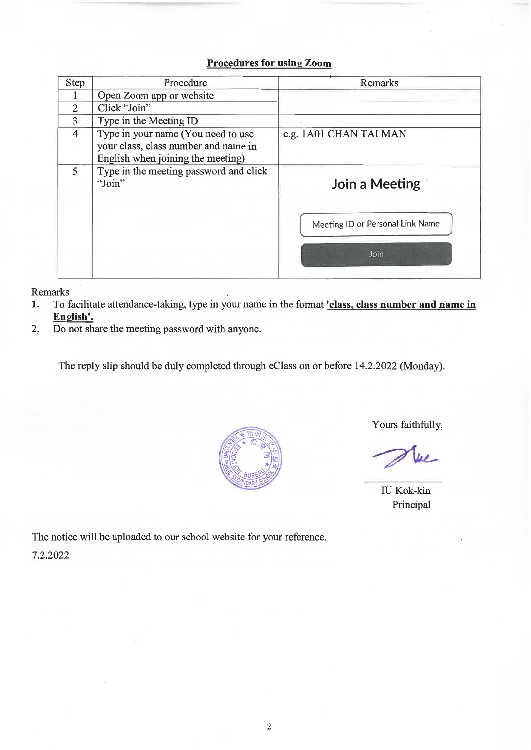**Procedures for using Zoom**

| Step | Procedure | Remarks |
|---|---|---|
| 1 | Open Zoom app or website | |
| 2 | Click "Join" | |
| 3 | Type in the Meeting ID | |
| 4 | Type in your name (You need to use your class, class number and name in English when joining the meeting) | e.g. 1A01 CHAN TAI MAN |
| 5 | Type in the meeting password and click "Join" | Join a Meeting<br>Meeting ID or Personal Link Name<br>Join |

Remarks

1. To facilitate attendance-taking, type in your name in the format **'class, class number and name in English'.**
2. Do not share the meeting password with anyone.

The reply slip should be duly completed through eClass on or before 14.2.2022 (Monday).

Yours faithfully,

IU Kok-kin
Principal

The notice will be uploaded to our school website for your reference.

7.2.2022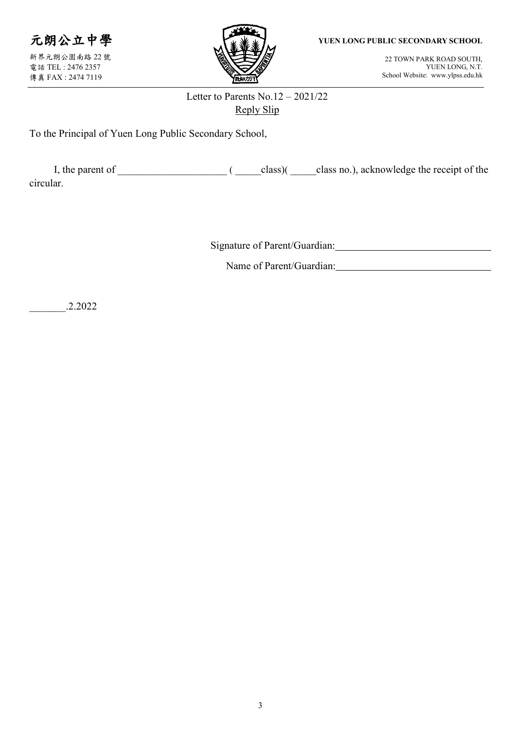元朗公立中學

新界元朗公園南路 22 號
電話 TEL : 2476 2357
傳真 FAX : 2474 7119

**YUEN LONG PUBLIC SECONDARY SCHOOL**

22 TOWN PARK ROAD SOUTH,
YUEN LONG, N.T.
School Website: www.ylpss.edu.hk

Letter to Parents No.12 – 2021/22

Reply Slip

To the Principal of Yuen Long Public Secondary School,

I, the parent of ____________________ ( _____class)( _____class no.), acknowledge the receipt of the circular.

Signature of Parent/Guardian:______________________________

Name of Parent/Guardian:______________________________

_______.2.2022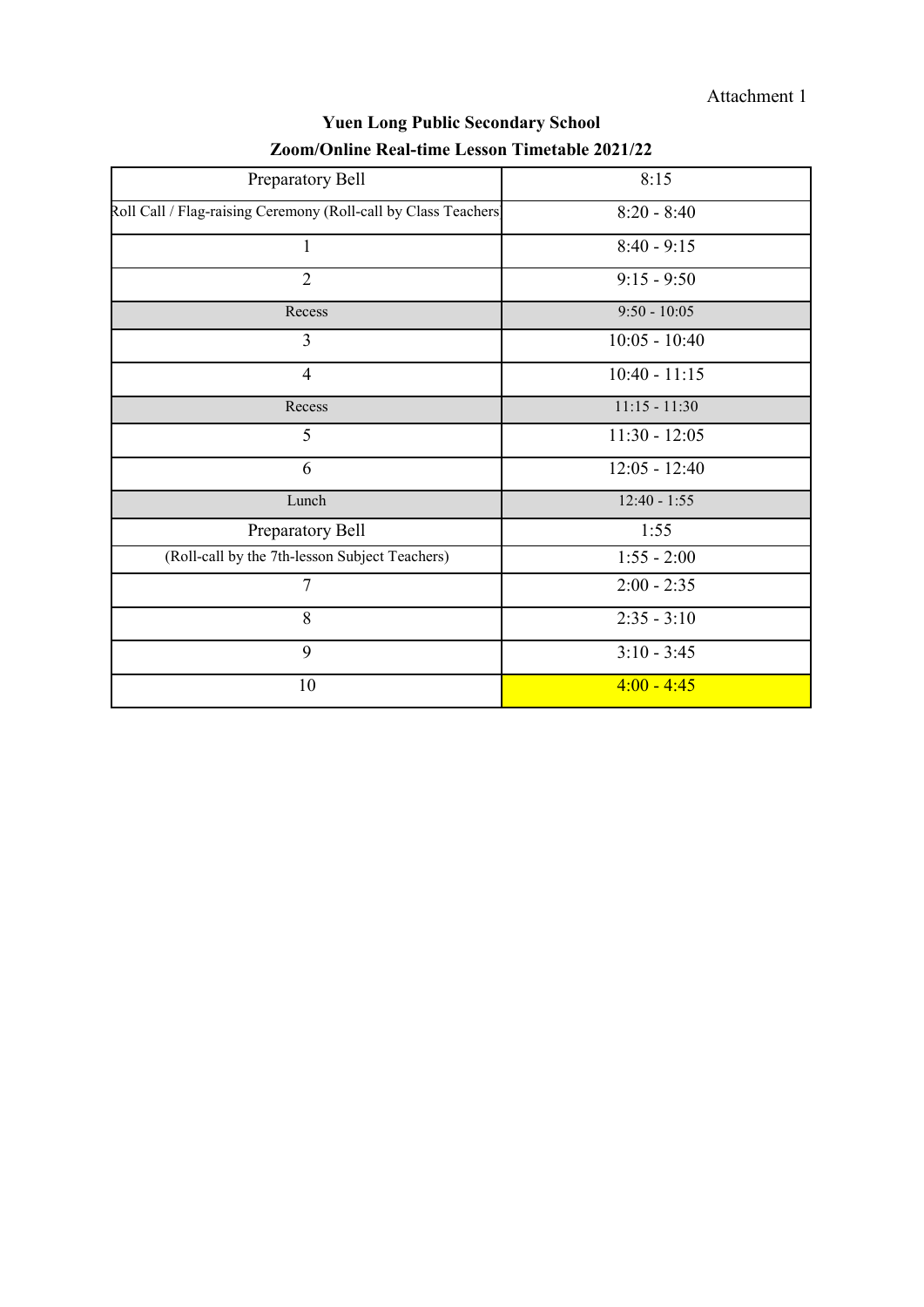Attachment 1

**Yuen Long Public Secondary School**
**Zoom/Online Real-time Lesson Timetable 2021/22**

| Preparatory Bell | 8:15 |
|---|---|
| Roll Call / Flag-raising Ceremony (Roll-call by Class Teachers | 8:20 - 8:40 |
| 1 | 8:40 - 9:15 |
| 2 | 9:15 - 9:50 |
| Recess | 9:50 - 10:05 |
| 3 | 10:05 - 10:40 |
| 4 | 10:40 - 11:15 |
| Recess | 11:15 - 11:30 |
| 5 | 11:30 - 12:05 |
| 6 | 12:05 - 12:40 |
| Lunch | 12:40 - 1:55 |
| Preparatory Bell | 1:55 |
| (Roll-call by the 7th-lesson Subject Teachers) | 1:55 - 2:00 |
| 7 | 2:00 - 2:35 |
| 8 | 2:35 - 3:10 |
| 9 | 3:10 - 3:45 |
| 10 | 4:00 - 4:45 |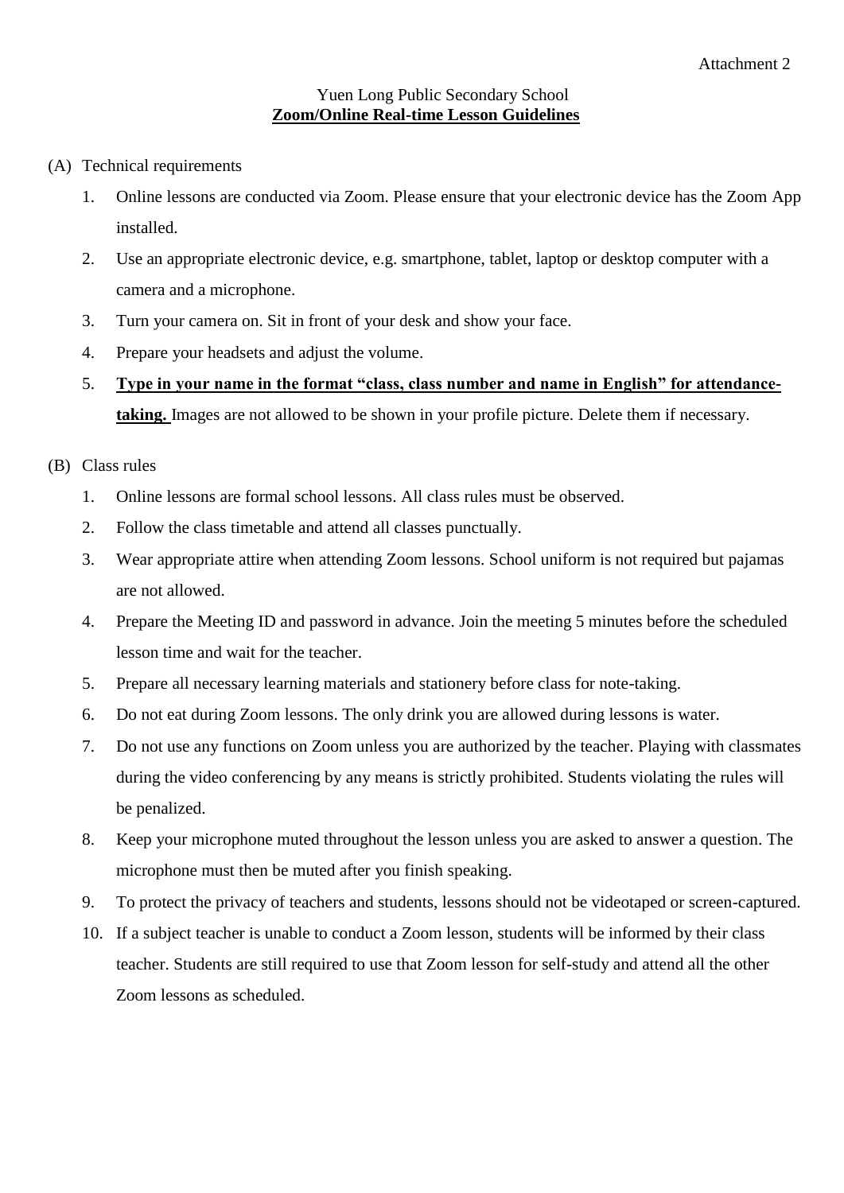Attachment 2

Yuen Long Public Secondary School

# **Zoom/Online Real-time Lesson Guidelines**

(A) Technical requirements

1. Online lessons are conducted via Zoom. Please ensure that your electronic device has the Zoom App installed.
2. Use an appropriate electronic device, e.g. smartphone, tablet, laptop or desktop computer with a camera and a microphone.
3. Turn your camera on. Sit in front of your desk and show your face.
4. Prepare your headsets and adjust the volume.
5. **Type in your name in the format "class, class number and name in English" for attendance-taking.** Images are not allowed to be shown in your profile picture. Delete them if necessary.

(B) Class rules

1. Online lessons are formal school lessons. All class rules must be observed.
2. Follow the class timetable and attend all classes punctually.
3. Wear appropriate attire when attending Zoom lessons. School uniform is not required but pajamas are not allowed.
4. Prepare the Meeting ID and password in advance. Join the meeting 5 minutes before the scheduled lesson time and wait for the teacher.
5. Prepare all necessary learning materials and stationery before class for note-taking.
6. Do not eat during Zoom lessons. The only drink you are allowed during lessons is water.
7. Do not use any functions on Zoom unless you are authorized by the teacher. Playing with classmates during the video conferencing by any means is strictly prohibited. Students violating the rules will be penalized.
8. Keep your microphone muted throughout the lesson unless you are asked to answer a question. The microphone must then be muted after you finish speaking.
9. To protect the privacy of teachers and students, lessons should not be videotaped or screen-captured.
10. If a subject teacher is unable to conduct a Zoom lesson, students will be informed by their class teacher. Students are still required to use that Zoom lesson for self-study and attend all the other Zoom lessons as scheduled.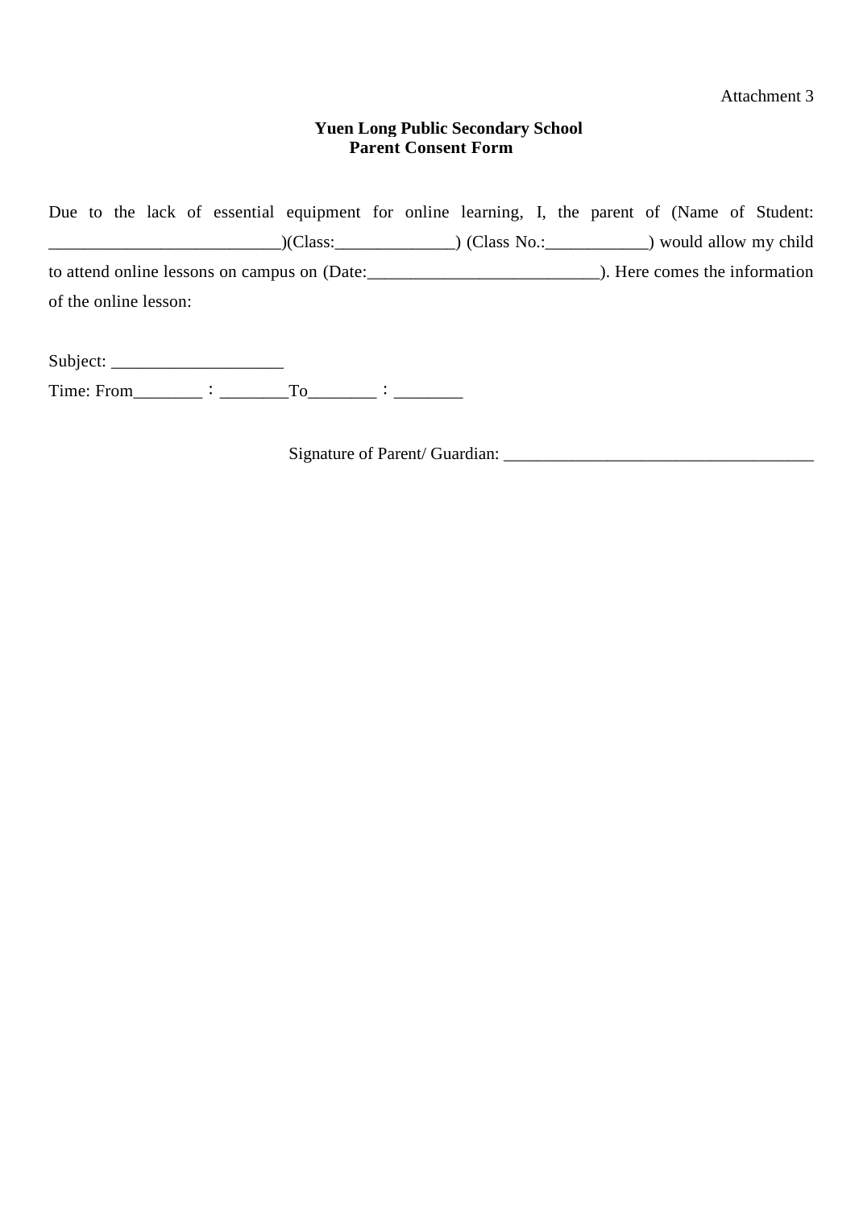Attachment 3

**Yuen Long Public Secondary School**
**Parent Consent Form**

Due to the lack of essential equipment for online learning, I, the parent of (Name of Student: __________________________)(Class:_____________) (Class No.:___________) would allow my child to attend online lessons on campus on (Date:__________________________). Here comes the information of the online lesson:

Subject: ___________________

Time: From_______ : _______To_______ : _______

Signature of Parent/ Guardian: ___________________________________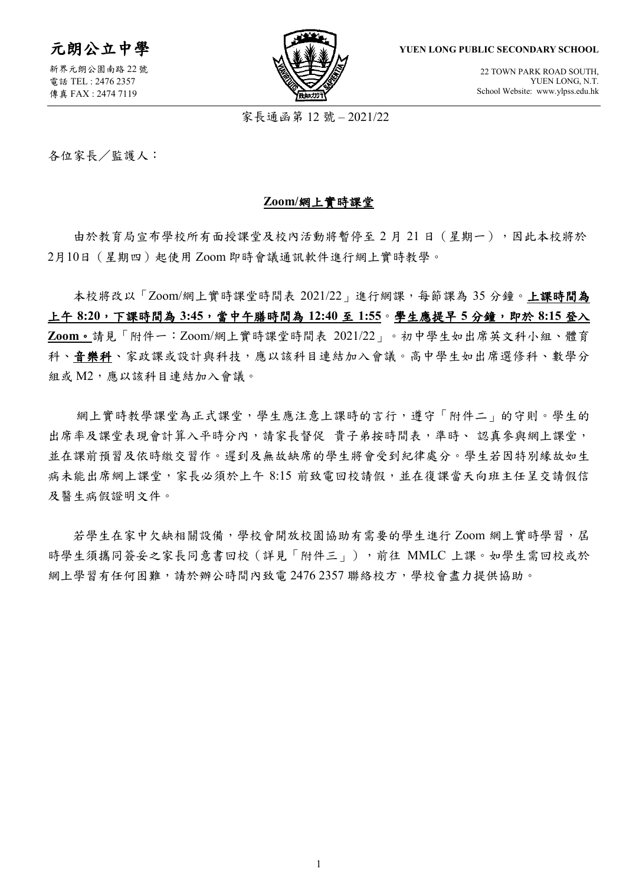# 元朗公立中學

新界元朗公園南路 22 號
電話 TEL : 2476 2357
傳真 FAX : 2474 7119

**YUEN LONG PUBLIC SECONDARY SCHOOL**

22 TOWN PARK ROAD SOUTH,
YUEN LONG, N.T.
School Website: www.ylpss.edu.hk

家長通函第 12 號 – 2021/22

各位家長／監護人：

## Zoom/網上實時課堂

由於教育局宣布學校所有面授課堂及校內活動將暫停至 2 月 21 日（星期一），因此本校將於 2月10日（星期四）起使用 Zoom 即時會議通訊軟件進行網上實時教學。

本校將改以「Zoom/網上實時課堂時間表 2021/22」進行網課，每節課為 35 分鐘。**上課時間為上午 8:20，下課時間為 3:45，當中午膳時間為 12:40 至 1:55。學生應提早 5 分鐘，即於 8:15 登入 Zoom。**請見「附件一：Zoom/網上實時課堂時間表 2021/22」。初中學生如出席英文科小組、體育科、**音樂科**、家政課或設計與科技，應以該科目連結加入會議。高中學生如出席選修科、數學分組或 M2，應以該科目連結加入會議。

網上實時教學課堂為正式課堂，學生應注意上課時的言行，遵守「附件二」的守則。學生的出席率及課堂表現會計算入平時分內，請家長督促 貴子弟按時間表，準時、 認真參與網上課堂，並在課前預習及依時繳交習作。遲到及無故缺席的學生將會受到紀律處分。學生若因特別緣故如生病未能出席網上課堂，家長必須於上午 8:15 前致電回校請假，並在復課當天向班主任呈交請假信及醫生病假證明文件。

若學生在家中欠缺相關設備，學校會開放校園協助有需要的學生進行 Zoom 網上實時學習，屆時學生須攜同簽妥之家長同意書回校（詳見「附件三」），前往 MMLC 上課。如學生需回校或於網上學習有任何困難，請於辦公時間內致電 2476 2357 聯絡校方，學校會盡力提供協助。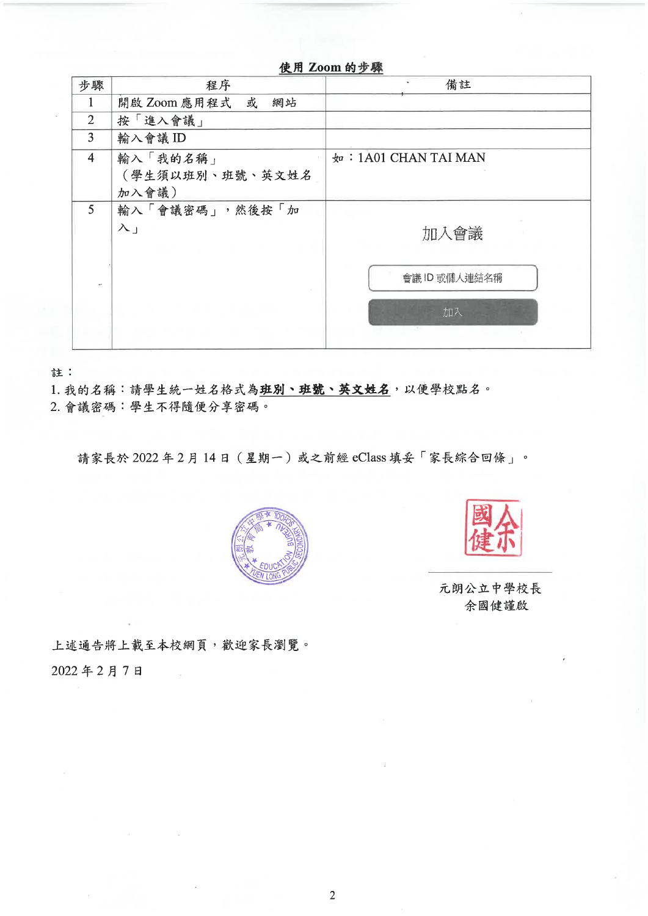**使用 Zoom 的步驟**

| 步驟 | 程序 | 備註 |
| --- | --- | --- |
| 1 | 開啟 Zoom 應用程式 或 網站 | |
| 2 | 按「進入會議」 | |
| 3 | 輸入會議 ID | |
| 4 | 輸入「我的名稱」（學生須以班別、班號、英文姓名加入會議） | 如：1A01 CHAN TAI MAN |
| 5 | 輸入「會議密碼」，然後按「加入」 | 加入會議<br>會議 ID 或個人連結名稱<br>加入 |

註：

1. 我的名稱：請學生統一姓名格式為**班別、班號、英文姓名**，以便學校點名。
2. 會議密碼：學生不得隨便分享密碼。

請家長於 2022 年 2 月 14 日（星期一）或之前經 eClass 填妥「家長綜合回條」。

元朗公立中學校長
余國健謹啟

上述通告將上載至本校網頁，歡迎家長瀏覽。

2022 年 2 月 7 日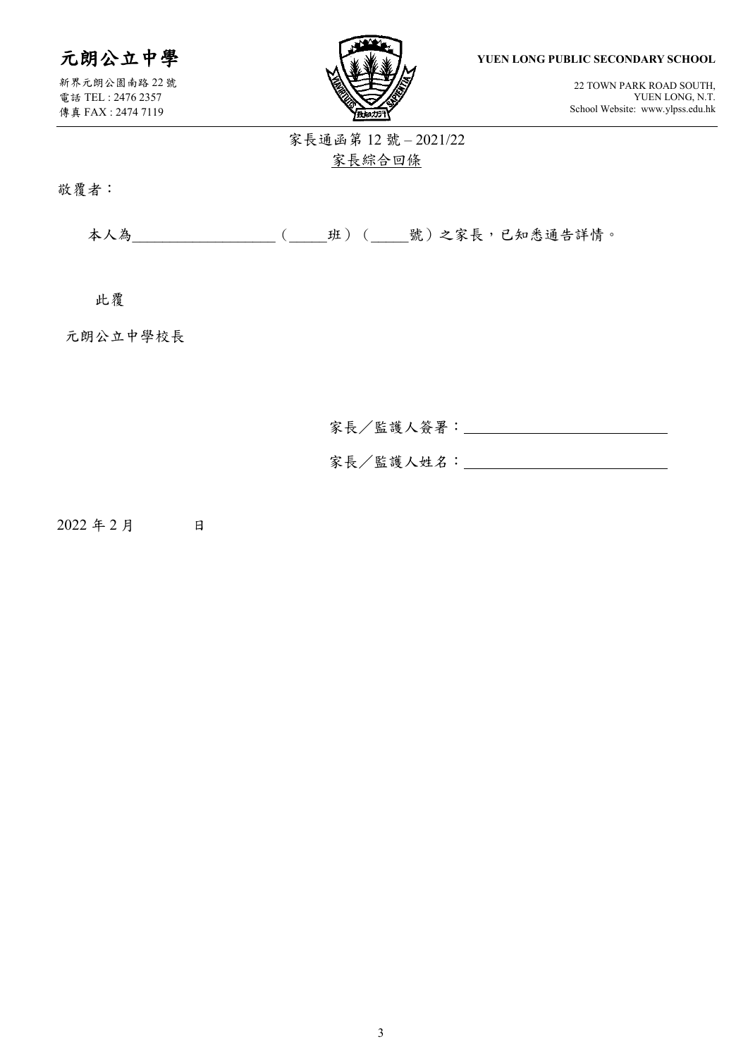# 元朗公立中學

新界元朗公園南路 22 號
電話 TEL : 2476 2357
傳真 FAX : 2474 7119

**YUEN LONG PUBLIC SECONDARY SCHOOL**

22 TOWN PARK ROAD SOUTH,
YUEN LONG, N.T.
School Website: www.ylpss.edu.hk

家長通函第 12 號 – 2021/22

家長綜合回條

敬覆者：

本人為___________________（_____班）（_____號）之家長，已知悉通告詳情。

此覆

元朗公立中學校長

家長／監護人簽署：___________________________

家長／監護人姓名：___________________________

2022 年 2 月　　　日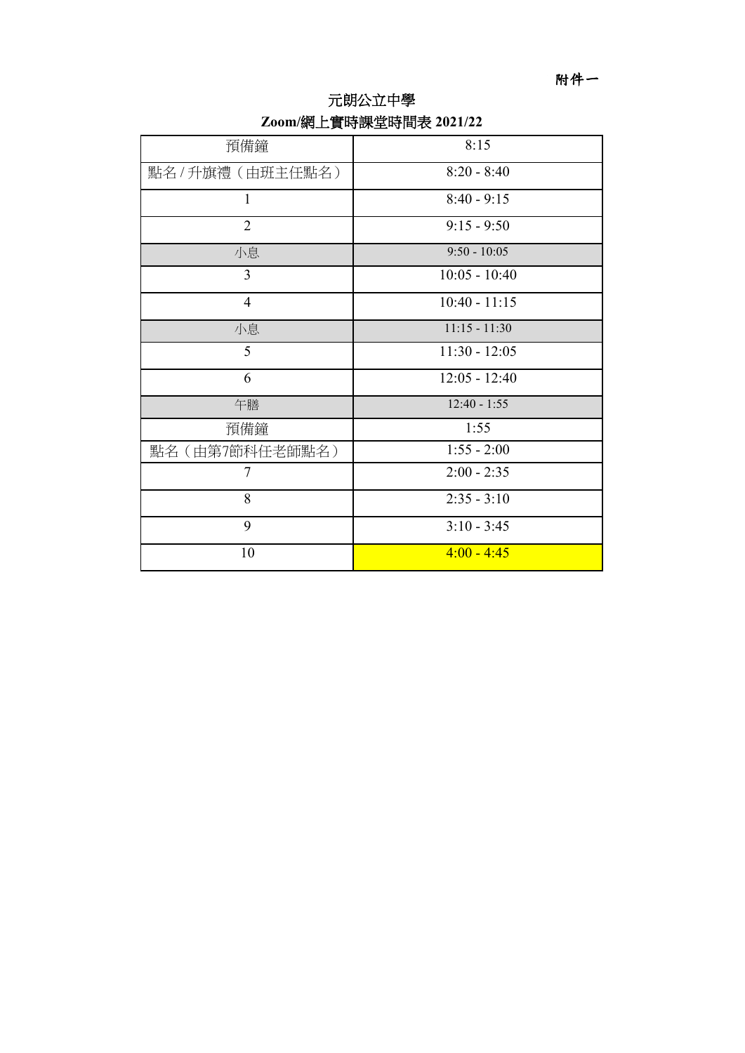附件一

# 元朗公立中學

## Zoom/網上實時課堂時間表 2021/22

| 預備鐘 | 8:15 |
|---|---|
| 點名 / 升旗禮（由班主任點名） | 8:20 - 8:40 |
| 1 | 8:40 - 9:15 |
| 2 | 9:15 - 9:50 |
| 小息 | 9:50 - 10:05 |
| 3 | 10:05 - 10:40 |
| 4 | 10:40 - 11:15 |
| 小息 | 11:15 - 11:30 |
| 5 | 11:30 - 12:05 |
| 6 | 12:05 - 12:40 |
| 午膳 | 12:40 - 1:55 |
| 預備鐘 | 1:55 |
| 點名（由第7節科任老師點名） | 1:55 - 2:00 |
| 7 | 2:00 - 2:35 |
| 8 | 2:35 - 3:10 |
| 9 | 3:10 - 3:45 |
| 10 | 4:00 - 4:45 |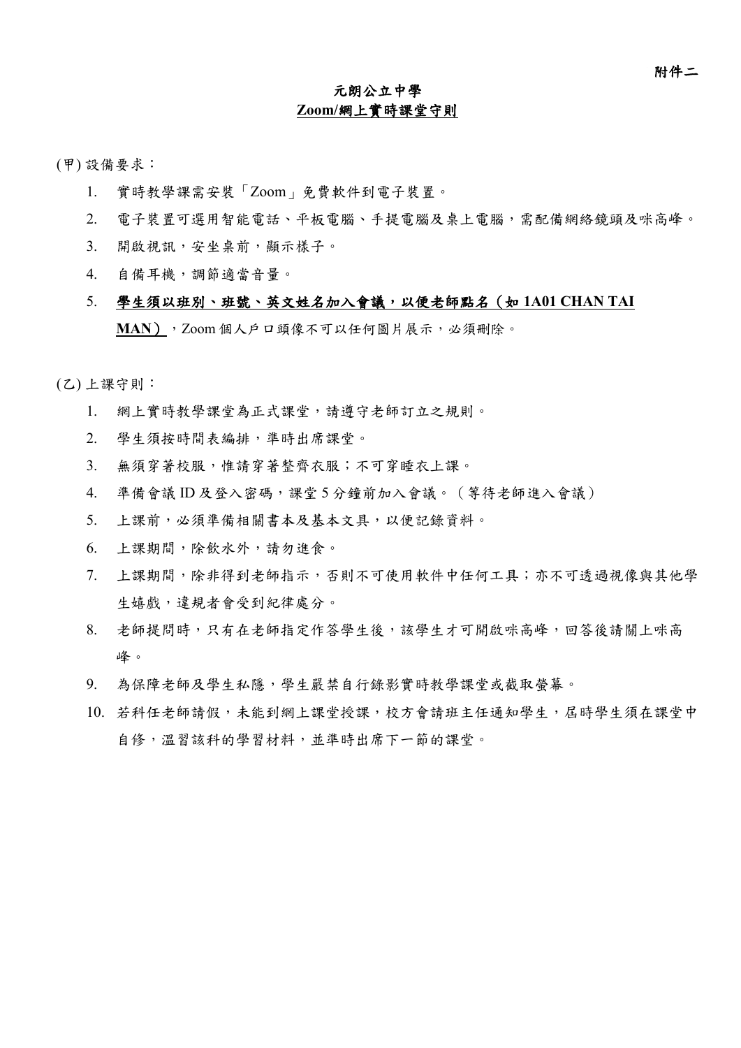附件二

# 元朗公立中學
## Zoom/網上實時課堂守則

(甲) 設備要求：

1. 實時教學課需安裝「Zoom」免費軟件到電子裝置。
2. 電子裝置可選用智能電話、平板電腦、手提電腦及桌上電腦，需配備網絡鏡頭及咪高峰。
3. 開啟視訊，安坐桌前，顯示樣子。
4. 自備耳機，調節適當音量。
5. **學生須以班別、班號、英文姓名加入會議，以便老師點名（如 1A01 CHAN TAI MAN）**，Zoom 個人戶口頭像不可以任何圖片展示，必須刪除。

(乙) 上課守則：

1. 網上實時教學課堂為正式課堂，請遵守老師訂立之規則。
2. 學生須按時間表編排，準時出席課堂。
3. 無須穿著校服，惟請穿著整齊衣服；不可穿睡衣上課。
4. 準備會議 ID 及登入密碼，課堂 5 分鐘前加入會議。（等待老師進入會議）
5. 上課前，必須準備相關書本及基本文具，以便記錄資料。
6. 上課期間，除飲水外，請勿進食。
7. 上課期間，除非得到老師指示，否則不可使用軟件中任何工具；亦不可透過視像與其他學生嬉戲，違規者會受到紀律處分。
8. 老師提問時，只有在老師指定作答學生後，該學生才可開啟咪高峰，回答後請關上咪高峰。
9. 為保障老師及學生私隱，學生嚴禁自行錄影實時教學課堂或截取螢幕。
10. 若科任老師請假，未能到網上課堂授課，校方會請班主任通知學生，屆時學生須在課堂中自修，溫習該科的學習材料，並準時出席下一節的課堂。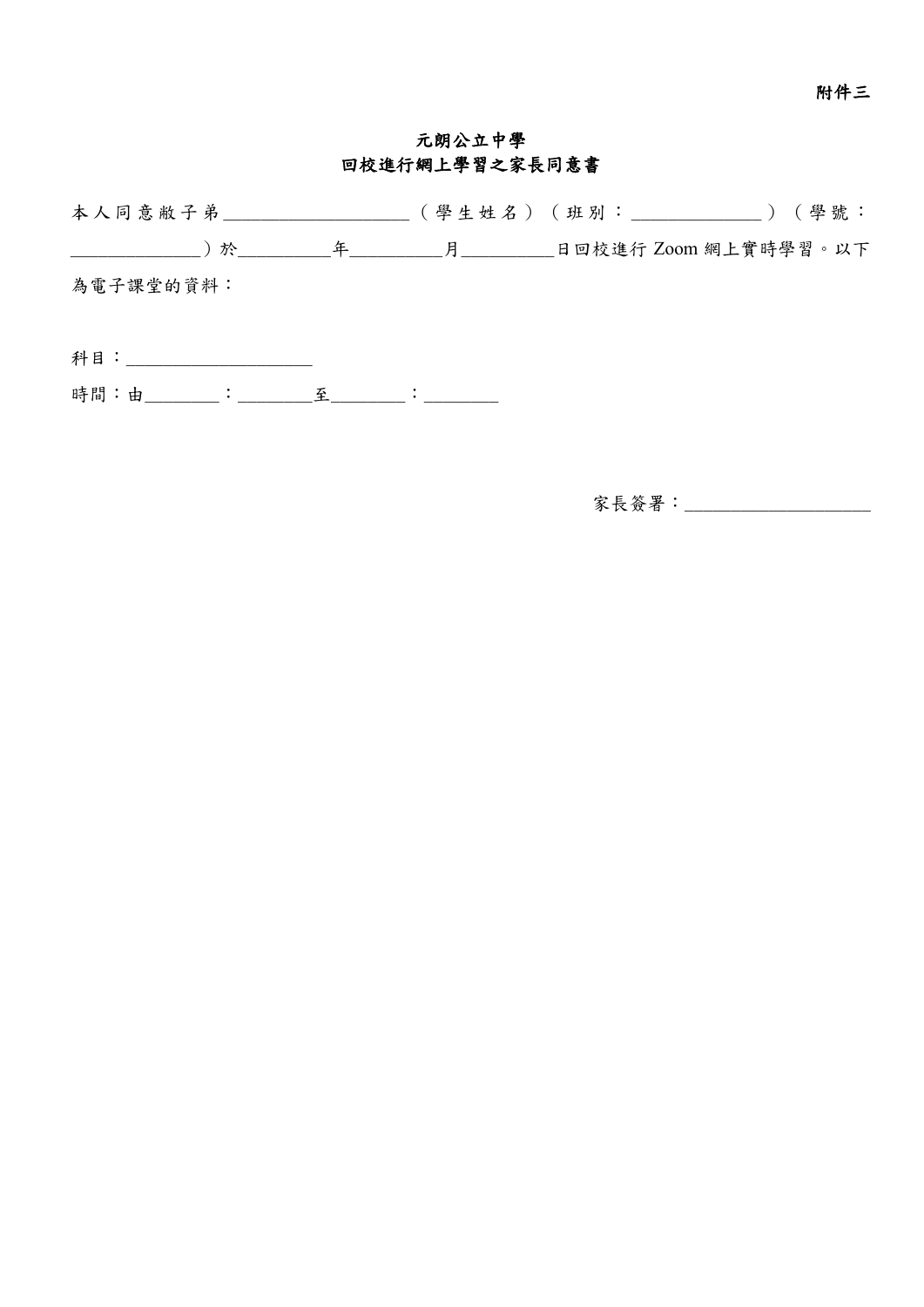**附件三**

# 元朗公立中學
## 回校進行網上學習之家長同意書

本人同意敝子弟____________________（學生姓名）（班別：______________）（學號：______________）於__________年__________月__________日回校進行 Zoom 網上實時學習。以下為電子課堂的資料：

科目：____________________

時間：由________：________至________：________

家長簽署：____________________